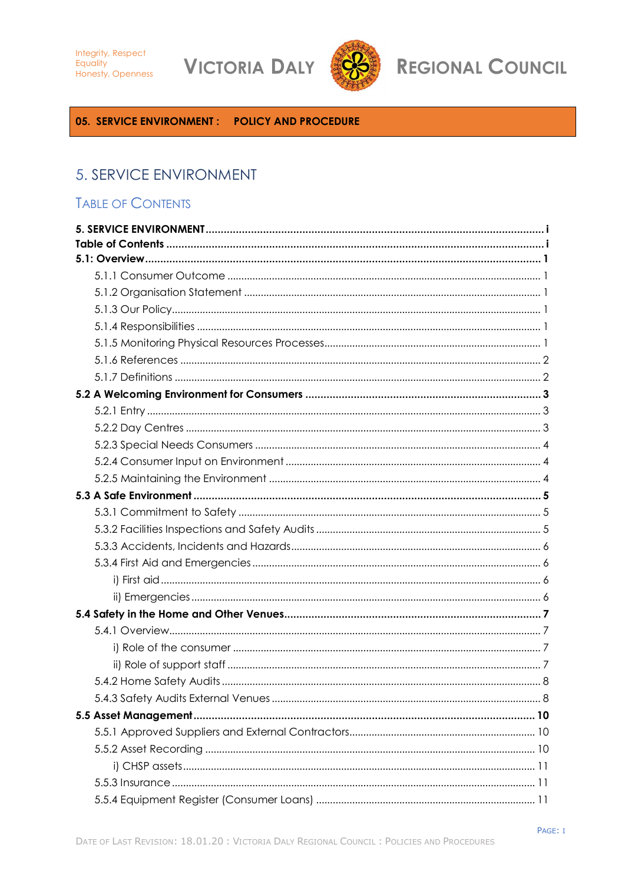Integrity, Respect
Equality
Honesty, Openness

**VICTORIA DALY REGIONAL COUNCIL**

**05. SERVICE ENVIRONMENT : POLICY AND PROCEDURE**

# 5. SERVICE ENVIRONMENT

## TABLE OF CONTENTS

**5. SERVICE ENVIRONMENT** ..... i
**Table of Contents** ..... i
**5.1: Overview** ..... 1
- 5.1.1 Consumer Outcome ..... 1
- 5.1.2 Organisation Statement ..... 1
- 5.1.3 Our Policy ..... 1
- 5.1.4 Responsibilities ..... 1
- 5.1.5 Monitoring Physical Resources Processes ..... 1
- 5.1.6 References ..... 2
- 5.1.7 Definitions ..... 2

**5.2 A Welcoming Environment for Consumers** ..... 3
- 5.2.1 Entry ..... 3
- 5.2.2 Day Centres ..... 3
- 5.2.3 Special Needs Consumers ..... 4
- 5.2.4 Consumer Input on Environment ..... 4
- 5.2.5 Maintaining the Environment ..... 4

**5.3 A Safe Environment** ..... 5
- 5.3.1 Commitment to Safety ..... 5
- 5.3.2 Facilities Inspections and Safety Audits ..... 5
- 5.3.3 Accidents, Incidents and Hazards ..... 6
- 5.3.4 First Aid and Emergencies ..... 6
  - i) First aid ..... 6
  - ii) Emergencies ..... 6

**5.4 Safety in the Home and Other Venues** ..... 7
- 5.4.1 Overview ..... 7
  - i) Role of the consumer ..... 7
  - ii) Role of support staff ..... 7
- 5.4.2 Home Safety Audits ..... 8
- 5.4.3 Safety Audits External Venues ..... 8

**5.5 Asset Management** ..... 10
- 5.5.1 Approved Suppliers and External Contractors ..... 10
- 5.5.2 Asset Recording ..... 10
  - i) CHSP assets ..... 11
- 5.5.3 Insurance ..... 11
- 5.5.4 Equipment Register (Consumer Loans) ..... 11

DATE OF LAST REVISION: 18.01.20 : VICTORIA DALY REGIONAL COUNCIL : POLICIES AND PROCEDURES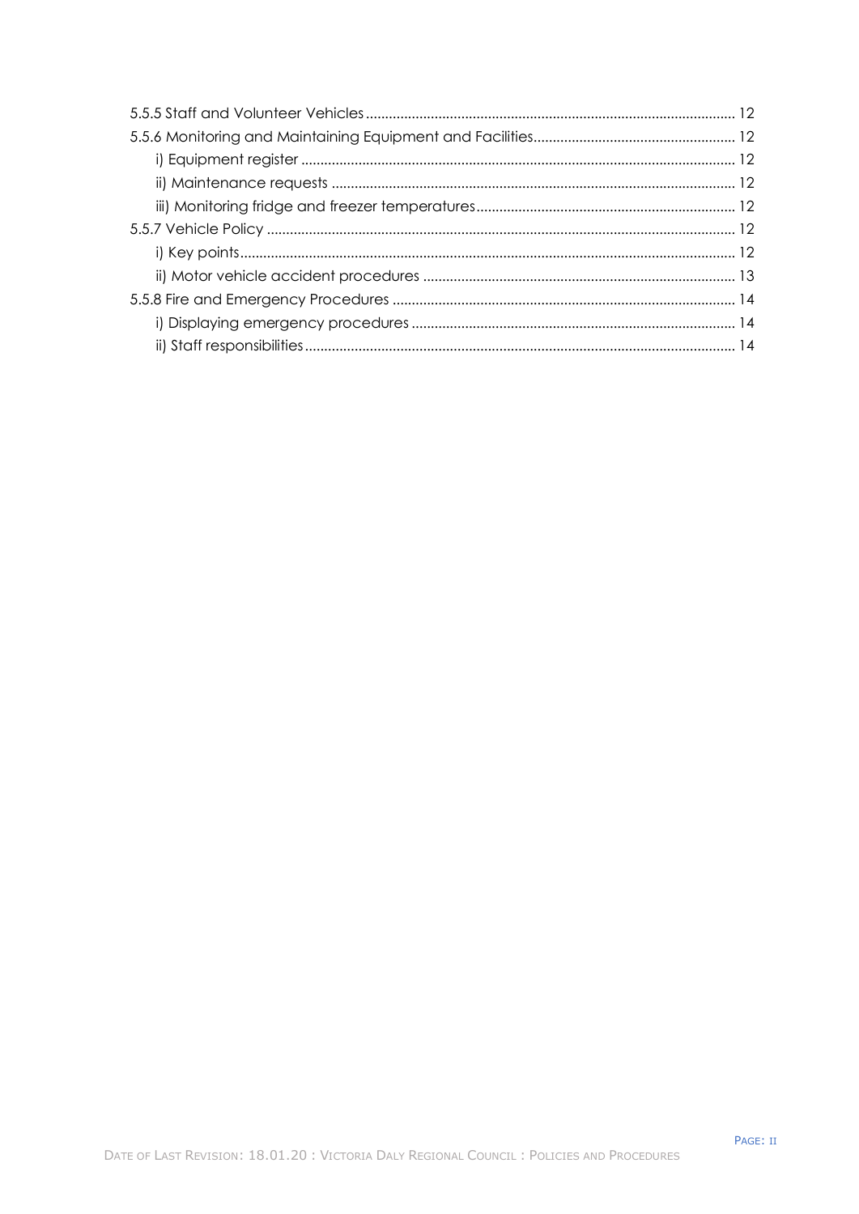5.5.5 Staff and Volunteer Vehicles ........ 12

5.5.6 Monitoring and Maintaining Equipment and Facilities ........ 12

i) Equipment register ........ 12

ii) Maintenance requests ........ 12

iii) Monitoring fridge and freezer temperatures ........ 12

5.5.7 Vehicle Policy ........ 12

i) Key points ........ 12

ii) Motor vehicle accident procedures ........ 13

5.5.8 Fire and Emergency Procedures ........ 14

i) Displaying emergency procedures ........ 14

ii) Staff responsibilities ........ 14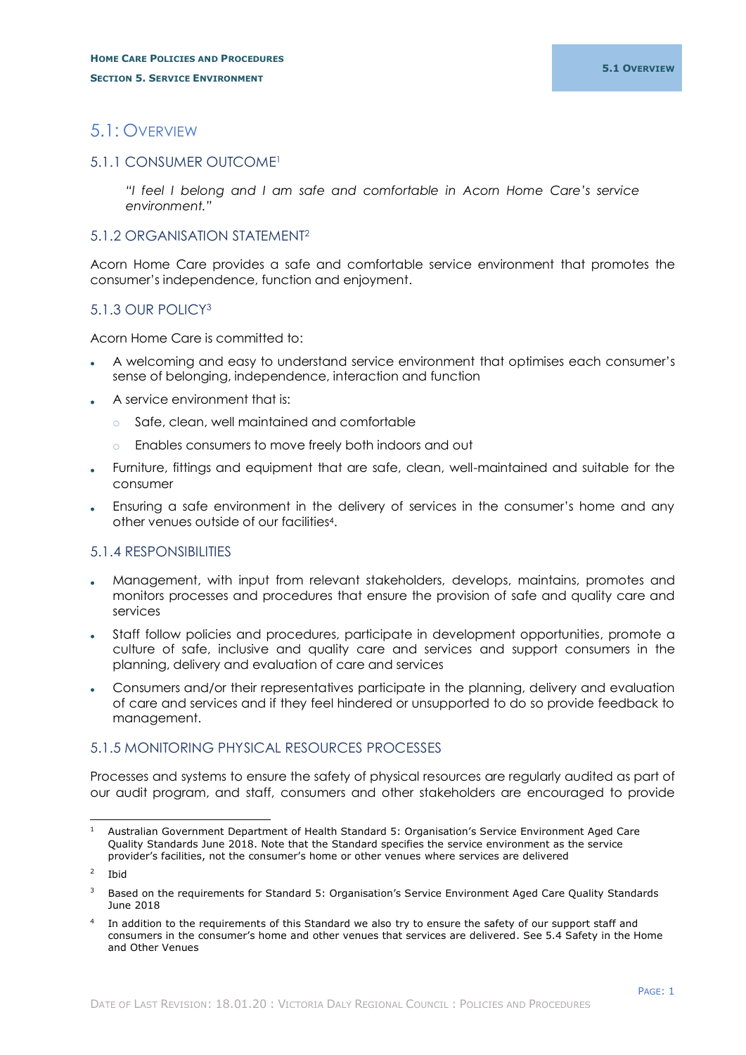# 5.1: Overview

## 5.1.1 CONSUMER OUTCOME[1]

> *"I feel I belong and I am safe and comfortable in Acorn Home Care's service environment."*

## 5.1.2 ORGANISATION STATEMENT[2]

Acorn Home Care provides a safe and comfortable service environment that promotes the consumer's independence, function and enjoyment.

## 5.1.3 OUR POLICY[3]

Acorn Home Care is committed to:

- A welcoming and easy to understand service environment that optimises each consumer's sense of belonging, independence, interaction and function
- A service environment that is:
  - Safe, clean, well maintained and comfortable
  - Enables consumers to move freely both indoors and out
- Furniture, fittings and equipment that are safe, clean, well-maintained and suitable for the consumer
- Ensuring a safe environment in the delivery of services in the consumer's home and any other venues outside of our facilities[4].

## 5.1.4 RESPONSIBILITIES

- Management, with input from relevant stakeholders, develops, maintains, promotes and monitors processes and procedures that ensure the provision of safe and quality care and services
- Staff follow policies and procedures, participate in development opportunities, promote a culture of safe, inclusive and quality care and services and support consumers in the planning, delivery and evaluation of care and services
- Consumers and/or their representatives participate in the planning, delivery and evaluation of care and services and if they feel hindered or unsupported to do so provide feedback to management.

## 5.1.5 MONITORING PHYSICAL RESOURCES PROCESSES

Processes and systems to ensure the safety of physical resources are regularly audited as part of our audit program, and staff, consumers and other stakeholders are encouraged to provide

---

[1] Australian Government Department of Health Standard 5: Organisation's Service Environment Aged Care Quality Standards June 2018. Note that the Standard specifies the service environment as the service provider's facilities, not the consumer's home or other venues where services are delivered

[2] Ibid

[3] Based on the requirements for Standard 5: Organisation's Service Environment Aged Care Quality Standards June 2018

[4] In addition to the requirements of this Standard we also try to ensure the safety of our support staff and consumers in the consumer's home and other venues that services are delivered. See 5.4 Safety in the Home and Other Venues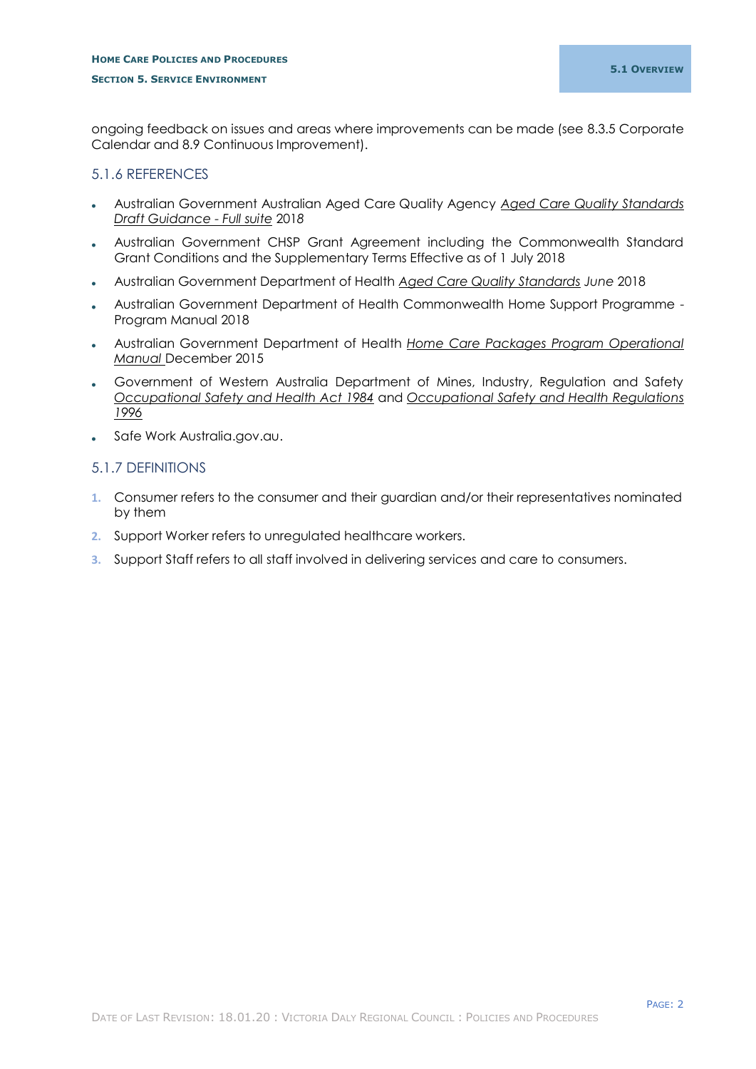ongoing feedback on issues and areas where improvements can be made (see 8.3.5 Corporate Calendar and 8.9 Continuous Improvement).

### 5.1.6 REFERENCES

- Australian Government Australian Aged Care Quality Agency *Aged Care Quality Standards Draft Guidance - Full suite* 2018
- Australian Government CHSP Grant Agreement including the Commonwealth Standard Grant Conditions and the Supplementary Terms Effective as of 1 July 2018
- Australian Government Department of Health *Aged Care Quality Standards June* 2018
- Australian Government Department of Health Commonwealth Home Support Programme - Program Manual 2018
- Australian Government Department of Health *Home Care Packages Program Operational Manual* December 2015
- Government of Western Australia Department of Mines, Industry, Regulation and Safety *Occupational Safety and Health Act 1984* and *Occupational Safety and Health Regulations 1996*
- Safe Work Australia.gov.au.

### 5.1.7 DEFINITIONS

1. Consumer refers to the consumer and their guardian and/or their representatives nominated by them
2. Support Worker refers to unregulated healthcare workers.
3. Support Staff refers to all staff involved in delivering services and care to consumers.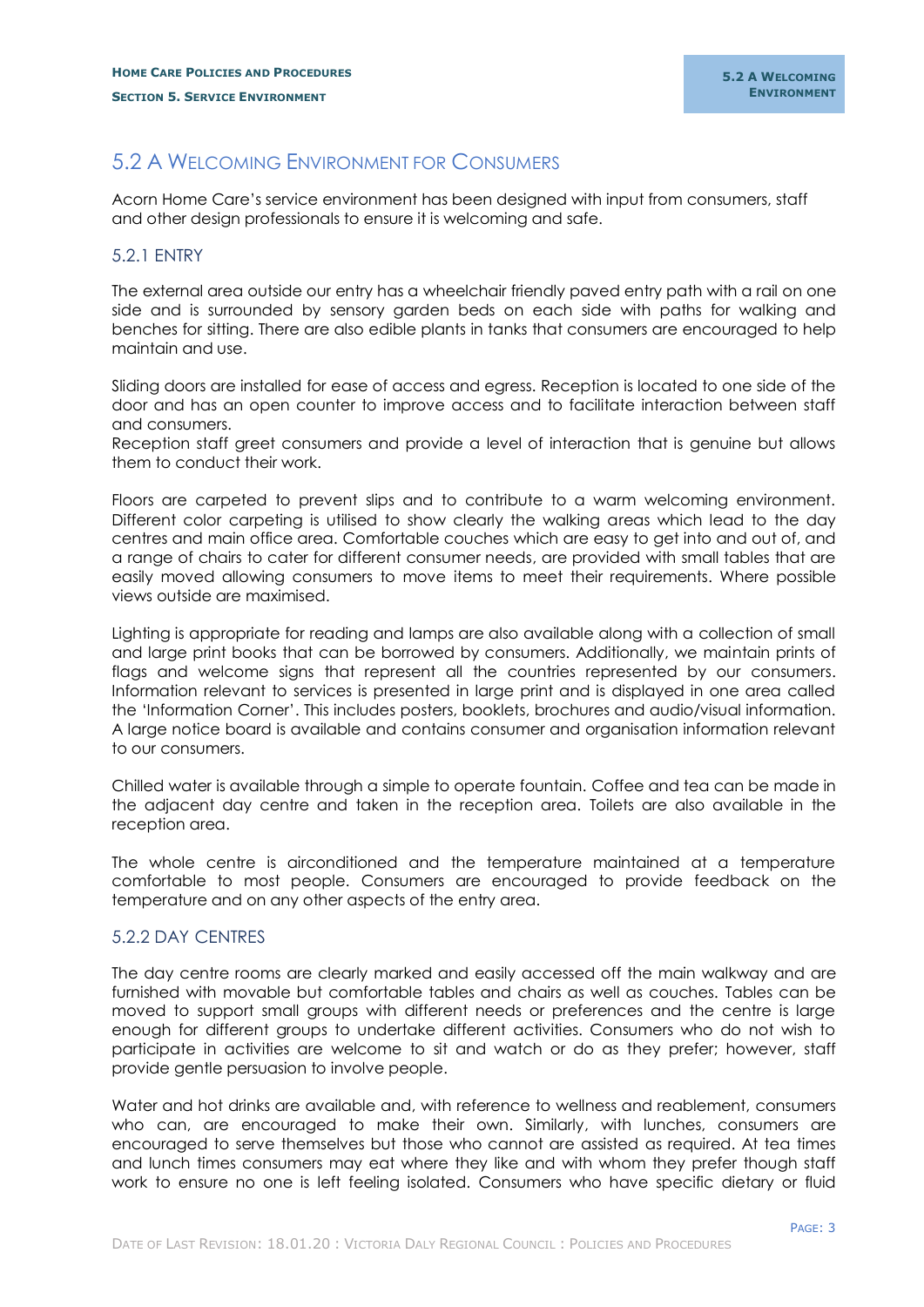## 5.2 A Welcoming Environment for Consumers

Acorn Home Care's service environment has been designed with input from consumers, staff and other design professionals to ensure it is welcoming and safe.

### 5.2.1 ENTRY

The external area outside our entry has a wheelchair friendly paved entry path with a rail on one side and is surrounded by sensory garden beds on each side with paths for walking and benches for sitting. There are also edible plants in tanks that consumers are encouraged to help maintain and use.

Sliding doors are installed for ease of access and egress. Reception is located to one side of the door and has an open counter to improve access and to facilitate interaction between staff and consumers.
Reception staff greet consumers and provide a level of interaction that is genuine but allows them to conduct their work.

Floors are carpeted to prevent slips and to contribute to a warm welcoming environment. Different color carpeting is utilised to show clearly the walking areas which lead to the day centres and main office area. Comfortable couches which are easy to get into and out of, and a range of chairs to cater for different consumer needs, are provided with small tables that are easily moved allowing consumers to move items to meet their requirements. Where possible views outside are maximised.

Lighting is appropriate for reading and lamps are also available along with a collection of small and large print books that can be borrowed by consumers. Additionally, we maintain prints of flags and welcome signs that represent all the countries represented by our consumers. Information relevant to services is presented in large print and is displayed in one area called the 'Information Corner'. This includes posters, booklets, brochures and audio/visual information. A large notice board is available and contains consumer and organisation information relevant to our consumers.

Chilled water is available through a simple to operate fountain. Coffee and tea can be made in the adjacent day centre and taken in the reception area. Toilets are also available in the reception area.

The whole centre is airconditioned and the temperature maintained at a temperature comfortable to most people. Consumers are encouraged to provide feedback on the temperature and on any other aspects of the entry area.

### 5.2.2 DAY CENTRES

The day centre rooms are clearly marked and easily accessed off the main walkway and are furnished with movable but comfortable tables and chairs as well as couches. Tables can be moved to support small groups with different needs or preferences and the centre is large enough for different groups to undertake different activities. Consumers who do not wish to participate in activities are welcome to sit and watch or do as they prefer; however, staff provide gentle persuasion to involve people.

Water and hot drinks are available and, with reference to wellness and reablement, consumers who can, are encouraged to make their own. Similarly, with lunches, consumers are encouraged to serve themselves but those who cannot are assisted as required. At tea times and lunch times consumers may eat where they like and with whom they prefer though staff work to ensure no one is left feeling isolated. Consumers who have specific dietary or fluid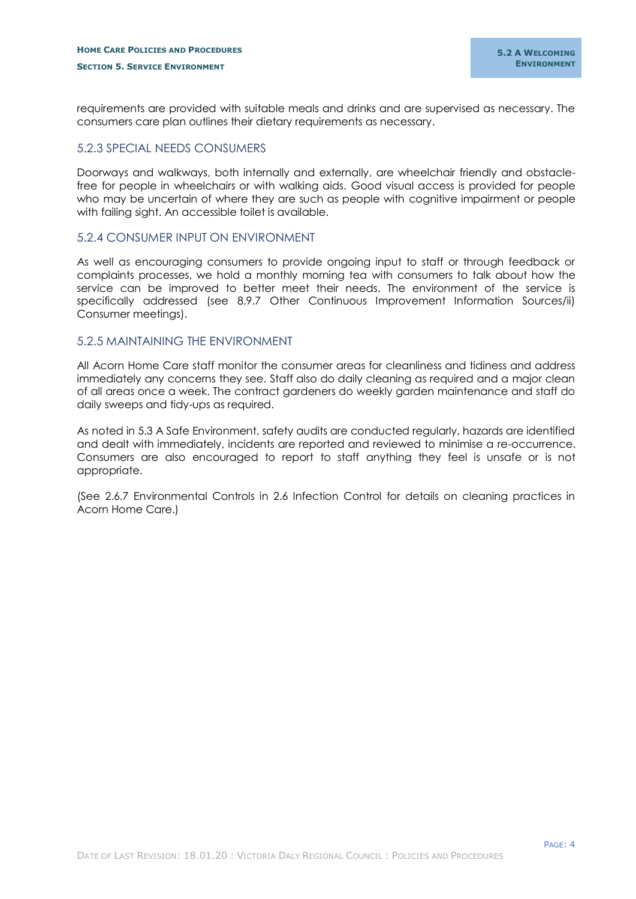requirements are provided with suitable meals and drinks and are supervised as necessary. The consumers care plan outlines their dietary requirements as necessary.

### 5.2.3 SPECIAL NEEDS CONSUMERS

Doorways and walkways, both internally and externally, are wheelchair friendly and obstacle-free for people in wheelchairs or with walking aids. Good visual access is provided for people who may be uncertain of where they are such as people with cognitive impairment or people with failing sight. An accessible toilet is available.

### 5.2.4 CONSUMER INPUT ON ENVIRONMENT

As well as encouraging consumers to provide ongoing input to staff or through feedback or complaints processes, we hold a monthly morning tea with consumers to talk about how the service can be improved to better meet their needs. The environment of the service is specifically addressed (see 8.9.7 Other Continuous Improvement Information Sources/ii) Consumer meetings).

### 5.2.5 MAINTAINING THE ENVIRONMENT

All Acorn Home Care staff monitor the consumer areas for cleanliness and tidiness and address immediately any concerns they see. Staff also do daily cleaning as required and a major clean of all areas once a week. The contract gardeners do weekly garden maintenance and staff do daily sweeps and tidy-ups as required.

As noted in 5.3 A Safe Environment, safety audits are conducted regularly, hazards are identified and dealt with immediately, incidents are reported and reviewed to minimise a re-occurrence. Consumers are also encouraged to report to staff anything they feel is unsafe or is not appropriate.

(See 2.6.7 Environmental Controls in 2.6 Infection Control for details on cleaning practices in Acorn Home Care.)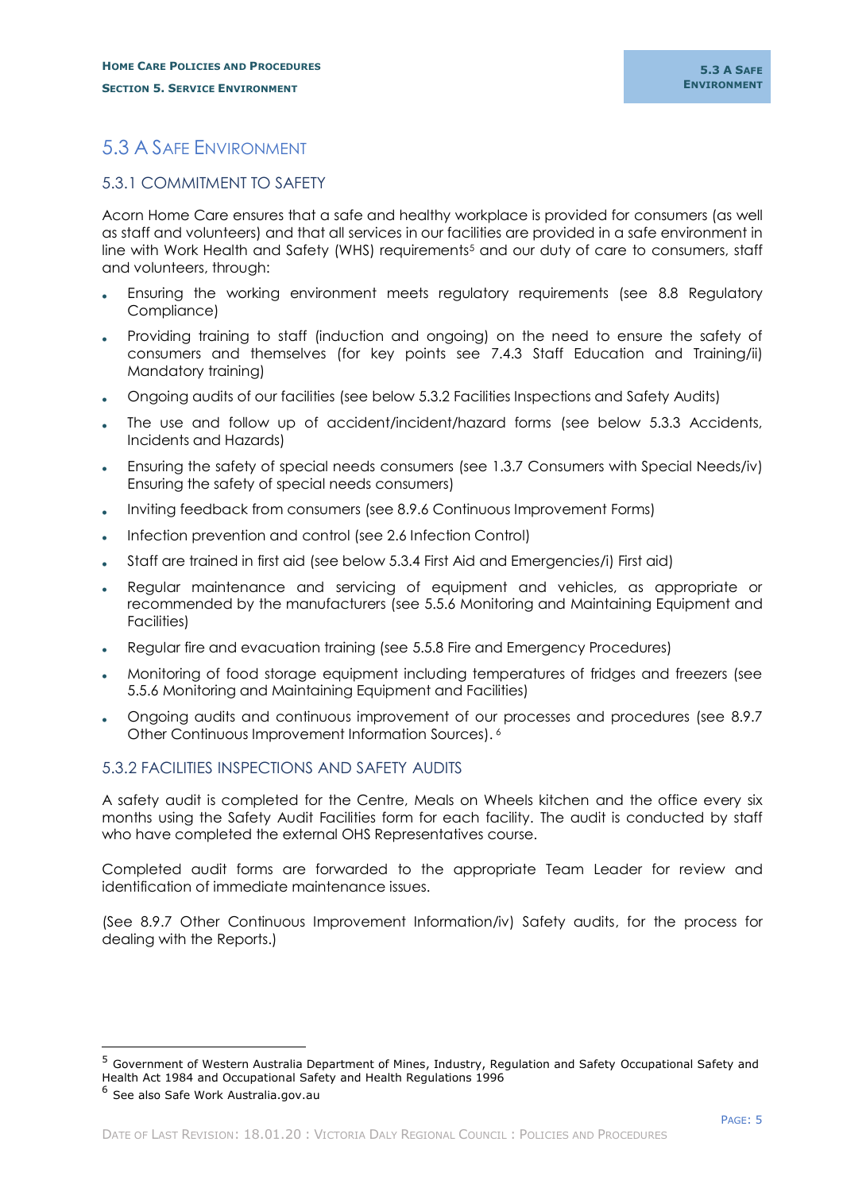## 5.3 A Safe Environment

### 5.3.1 Commitment to Safety

Acorn Home Care ensures that a safe and healthy workplace is provided for consumers (as well as staff and volunteers) and that all services in our facilities are provided in a safe environment in line with Work Health and Safety (WHS) requirements[5] and our duty of care to consumers, staff and volunteers, through:

- Ensuring the working environment meets regulatory requirements (see 8.8 Regulatory Compliance)
- Providing training to staff (induction and ongoing) on the need to ensure the safety of consumers and themselves (for key points see 7.4.3 Staff Education and Training/ii) Mandatory training)
- Ongoing audits of our facilities (see below 5.3.2 Facilities Inspections and Safety Audits)
- The use and follow up of accident/incident/hazard forms (see below 5.3.3 Accidents, Incidents and Hazards)
- Ensuring the safety of special needs consumers (see 1.3.7 Consumers with Special Needs/iv) Ensuring the safety of special needs consumers)
- Inviting feedback from consumers (see 8.9.6 Continuous Improvement Forms)
- Infection prevention and control (see 2.6 Infection Control)
- Staff are trained in first aid (see below 5.3.4 First Aid and Emergencies/i) First aid)
- Regular maintenance and servicing of equipment and vehicles, as appropriate or recommended by the manufacturers (see 5.5.6 Monitoring and Maintaining Equipment and Facilities)
- Regular fire and evacuation training (see 5.5.8 Fire and Emergency Procedures)
- Monitoring of food storage equipment including temperatures of fridges and freezers (see 5.5.6 Monitoring and Maintaining Equipment and Facilities)
- Ongoing audits and continuous improvement of our processes and procedures (see 8.9.7 Other Continuous Improvement Information Sources). [6]

### 5.3.2 Facilities Inspections and Safety Audits

A safety audit is completed for the Centre, Meals on Wheels kitchen and the office every six months using the Safety Audit Facilities form for each facility. The audit is conducted by staff who have completed the external OHS Representatives course.

Completed audit forms are forwarded to the appropriate Team Leader for review and identification of immediate maintenance issues.

(See 8.9.7 Other Continuous Improvement Information/iv) Safety audits, for the process for dealing with the Reports.)

---

[5] Government of Western Australia Department of Mines, Industry, Regulation and Safety Occupational Safety and Health Act 1984 and Occupational Safety and Health Regulations 1996

[6] See also Safe Work Australia.gov.au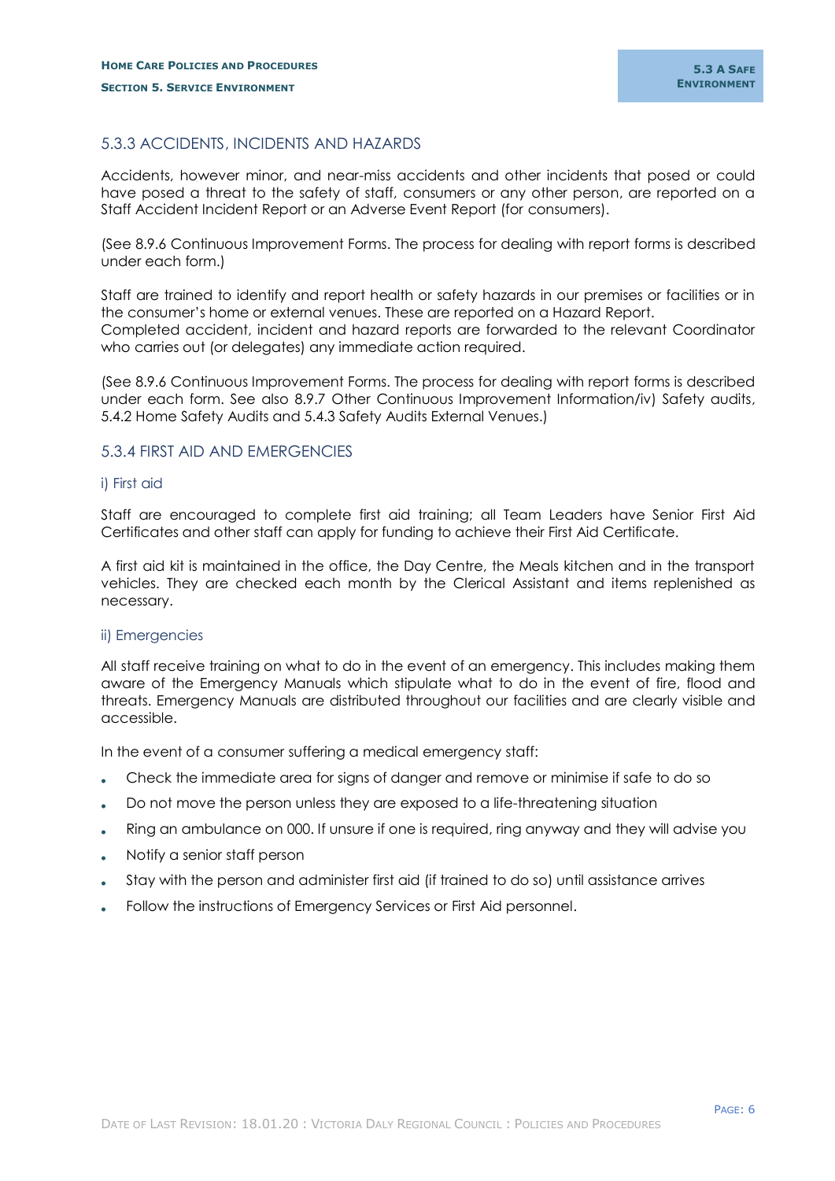## 5.3.3 ACCIDENTS, INCIDENTS AND HAZARDS

Accidents, however minor, and near-miss accidents and other incidents that posed or could have posed a threat to the safety of staff, consumers or any other person, are reported on a Staff Accident Incident Report or an Adverse Event Report (for consumers).

(See 8.9.6 Continuous Improvement Forms. The process for dealing with report forms is described under each form.)

Staff are trained to identify and report health or safety hazards in our premises or facilities or in the consumer's home or external venues. These are reported on a Hazard Report.
Completed accident, incident and hazard reports are forwarded to the relevant Coordinator who carries out (or delegates) any immediate action required.

(See 8.9.6 Continuous Improvement Forms. The process for dealing with report forms is described under each form. See also 8.9.7 Other Continuous Improvement Information/iv) Safety audits, 5.4.2 Home Safety Audits and 5.4.3 Safety Audits External Venues.)

## 5.3.4 FIRST AID AND EMERGENCIES

### i) First aid

Staff are encouraged to complete first aid training; all Team Leaders have Senior First Aid Certificates and other staff can apply for funding to achieve their First Aid Certificate.

A first aid kit is maintained in the office, the Day Centre, the Meals kitchen and in the transport vehicles. They are checked each month by the Clerical Assistant and items replenished as necessary.

### ii) Emergencies

All staff receive training on what to do in the event of an emergency. This includes making them aware of the Emergency Manuals which stipulate what to do in the event of fire, flood and threats. Emergency Manuals are distributed throughout our facilities and are clearly visible and accessible.

In the event of a consumer suffering a medical emergency staff:

- Check the immediate area for signs of danger and remove or minimise if safe to do so
- Do not move the person unless they are exposed to a life-threatening situation
- Ring an ambulance on 000. If unsure if one is required, ring anyway and they will advise you
- Notify a senior staff person
- Stay with the person and administer first aid (if trained to do so) until assistance arrives
- Follow the instructions of Emergency Services or First Aid personnel.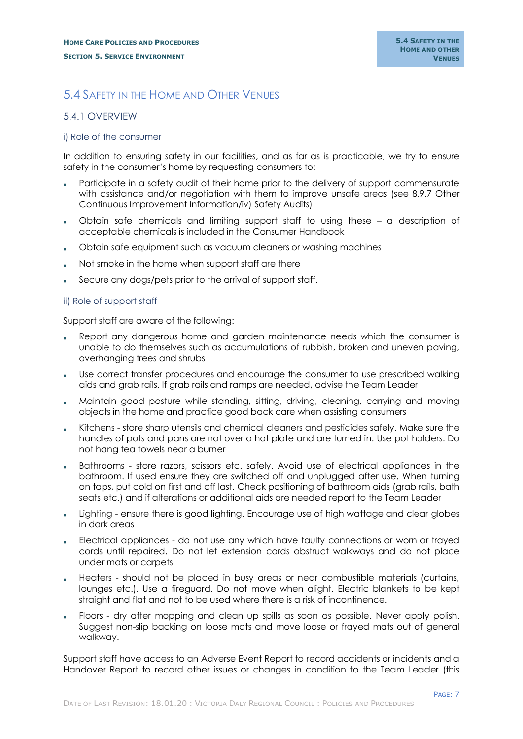## 5.4 Safety in the Home and Other Venues

### 5.4.1 OVERVIEW

#### i) Role of the consumer

In addition to ensuring safety in our facilities, and as far as is practicable, we try to ensure safety in the consumer's home by requesting consumers to:

- Participate in a safety audit of their home prior to the delivery of support commensurate with assistance and/or negotiation with them to improve unsafe areas (see 8.9.7 Other Continuous Improvement Information/iv) Safety Audits)
- Obtain safe chemicals and limiting support staff to using these – a description of acceptable chemicals is included in the Consumer Handbook
- Obtain safe equipment such as vacuum cleaners or washing machines
- Not smoke in the home when support staff are there
- Secure any dogs/pets prior to the arrival of support staff.

#### ii) Role of support staff

Support staff are aware of the following:

- Report any dangerous home and garden maintenance needs which the consumer is unable to do themselves such as accumulations of rubbish, broken and uneven paving, overhanging trees and shrubs
- Use correct transfer procedures and encourage the consumer to use prescribed walking aids and grab rails. If grab rails and ramps are needed, advise the Team Leader
- Maintain good posture while standing, sitting, driving, cleaning, carrying and moving objects in the home and practice good back care when assisting consumers
- Kitchens - store sharp utensils and chemical cleaners and pesticides safely. Make sure the handles of pots and pans are not over a hot plate and are turned in. Use pot holders. Do not hang tea towels near a burner
- Bathrooms - store razors, scissors etc. safely. Avoid use of electrical appliances in the bathroom. If used ensure they are switched off and unplugged after use. When turning on taps, put cold on first and off last. Check positioning of bathroom aids (grab rails, bath seats etc.) and if alterations or additional aids are needed report to the Team Leader
- Lighting - ensure there is good lighting. Encourage use of high wattage and clear globes in dark areas
- Electrical appliances - do not use any which have faulty connections or worn or frayed cords until repaired. Do not let extension cords obstruct walkways and do not place under mats or carpets
- Heaters - should not be placed in busy areas or near combustible materials (curtains, lounges etc.). Use a fireguard. Do not move when alight. Electric blankets to be kept straight and flat and not to be used where there is a risk of incontinence.
- Floors - dry after mopping and clean up spills as soon as possible. Never apply polish. Suggest non-slip backing on loose mats and move loose or frayed mats out of general walkway.

Support staff have access to an Adverse Event Report to record accidents or incidents and a Handover Report to record other issues or changes in condition to the Team Leader (this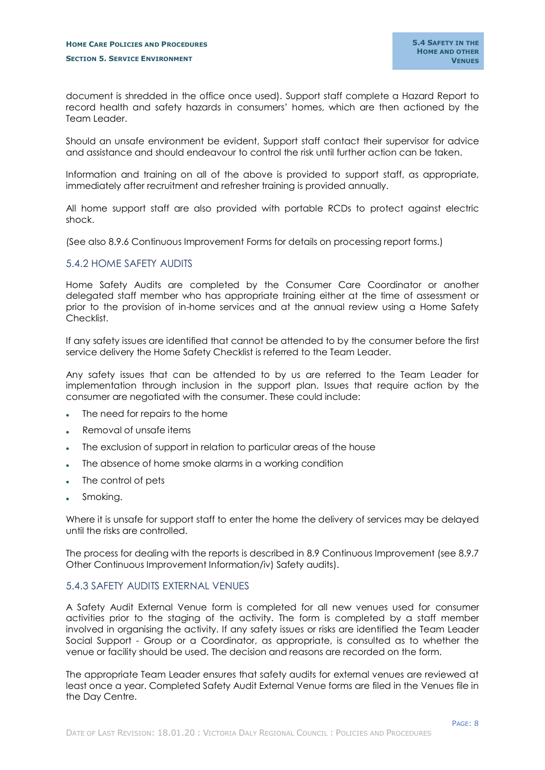document is shredded in the office once used). Support staff complete a Hazard Report to record health and safety hazards in consumers' homes, which are then actioned by the Team Leader.

Should an unsafe environment be evident, Support staff contact their supervisor for advice and assistance and should endeavour to control the risk until further action can be taken.

Information and training on all of the above is provided to support staff, as appropriate, immediately after recruitment and refresher training is provided annually.

All home support staff are also provided with portable RCDs to protect against electric shock.

(See also 8.9.6 Continuous Improvement Forms for details on processing report forms.)

### 5.4.2 HOME SAFETY AUDITS

Home Safety Audits are completed by the Consumer Care Coordinator or another delegated staff member who has appropriate training either at the time of assessment or prior to the provision of in-home services and at the annual review using a Home Safety Checklist.

If any safety issues are identified that cannot be attended to by the consumer before the first service delivery the Home Safety Checklist is referred to the Team Leader.

Any safety issues that can be attended to by us are referred to the Team Leader for implementation through inclusion in the support plan. Issues that require action by the consumer are negotiated with the consumer. These could include:

- The need for repairs to the home
- Removal of unsafe items
- The exclusion of support in relation to particular areas of the house
- The absence of home smoke alarms in a working condition
- The control of pets
- Smoking.

Where it is unsafe for support staff to enter the home the delivery of services may be delayed until the risks are controlled.

The process for dealing with the reports is described in 8.9 Continuous Improvement (see 8.9.7 Other Continuous Improvement Information/iv) Safety audits).

### 5.4.3 SAFETY AUDITS EXTERNAL VENUES

A Safety Audit External Venue form is completed for all new venues used for consumer activities prior to the staging of the activity. The form is completed by a staff member involved in organising the activity. If any safety issues or risks are identified the Team Leader Social Support - Group or a Coordinator, as appropriate, is consulted as to whether the venue or facility should be used. The decision and reasons are recorded on the form.

The appropriate Team Leader ensures that safety audits for external venues are reviewed at least once a year. Completed Safety Audit External Venue forms are filed in the Venues file in the Day Centre.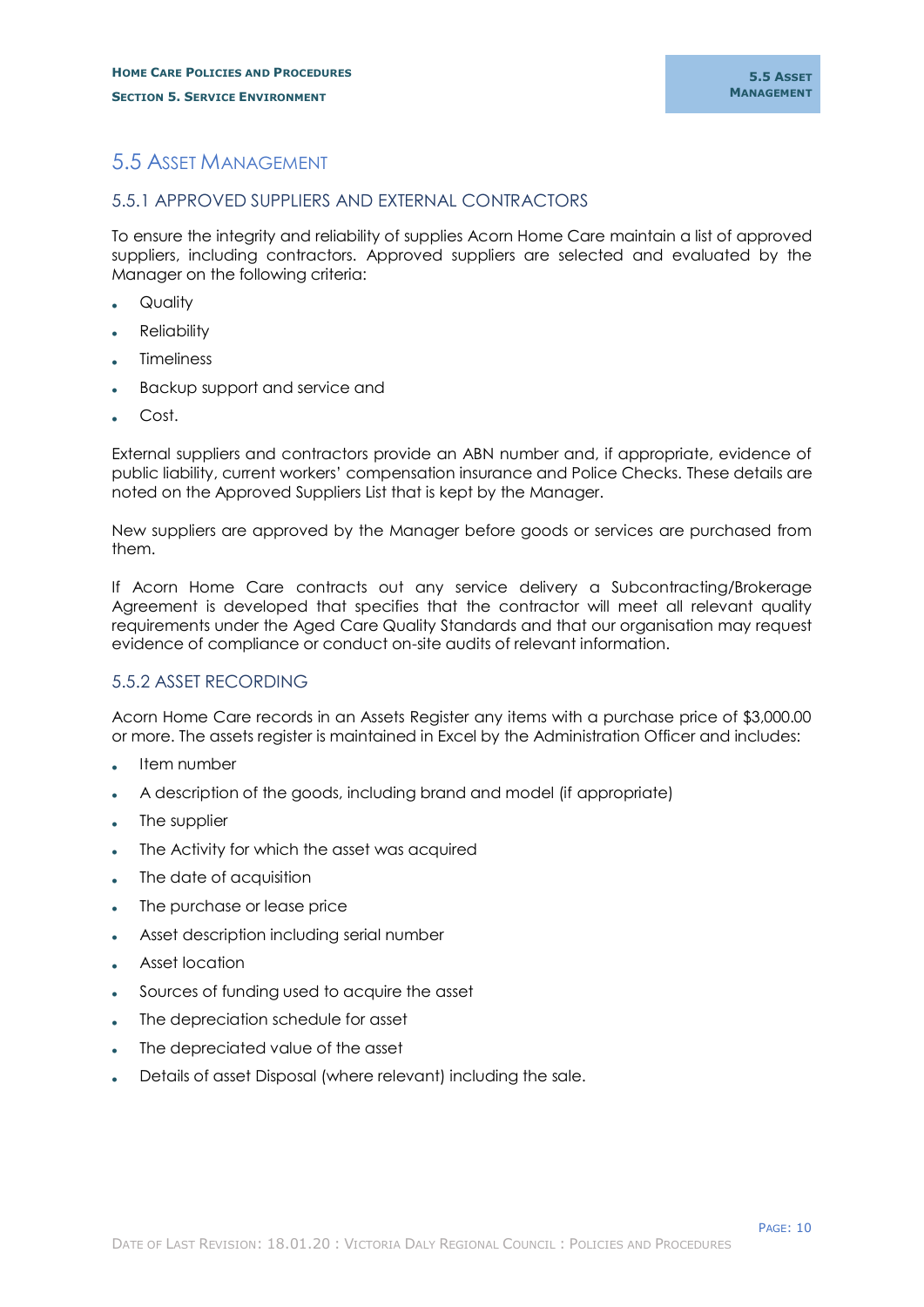# 5.5 Asset Management

## 5.5.1 APPROVED SUPPLIERS AND EXTERNAL CONTRACTORS

To ensure the integrity and reliability of supplies Acorn Home Care maintain a list of approved suppliers, including contractors. Approved suppliers are selected and evaluated by the Manager on the following criteria:

- Quality
- Reliability
- Timeliness
- Backup support and service and
- Cost.

External suppliers and contractors provide an ABN number and, if appropriate, evidence of public liability, current workers' compensation insurance and Police Checks. These details are noted on the Approved Suppliers List that is kept by the Manager.

New suppliers are approved by the Manager before goods or services are purchased from them.

If Acorn Home Care contracts out any service delivery a Subcontracting/Brokerage Agreement is developed that specifies that the contractor will meet all relevant quality requirements under the Aged Care Quality Standards and that our organisation may request evidence of compliance or conduct on-site audits of relevant information.

## 5.5.2 ASSET RECORDING

Acorn Home Care records in an Assets Register any items with a purchase price of $3,000.00 or more. The assets register is maintained in Excel by the Administration Officer and includes:

- Item number
- A description of the goods, including brand and model (if appropriate)
- The supplier
- The Activity for which the asset was acquired
- The date of acquisition
- The purchase or lease price
- Asset description including serial number
- Asset location
- Sources of funding used to acquire the asset
- The depreciation schedule for asset
- The depreciated value of the asset
- Details of asset Disposal (where relevant) including the sale.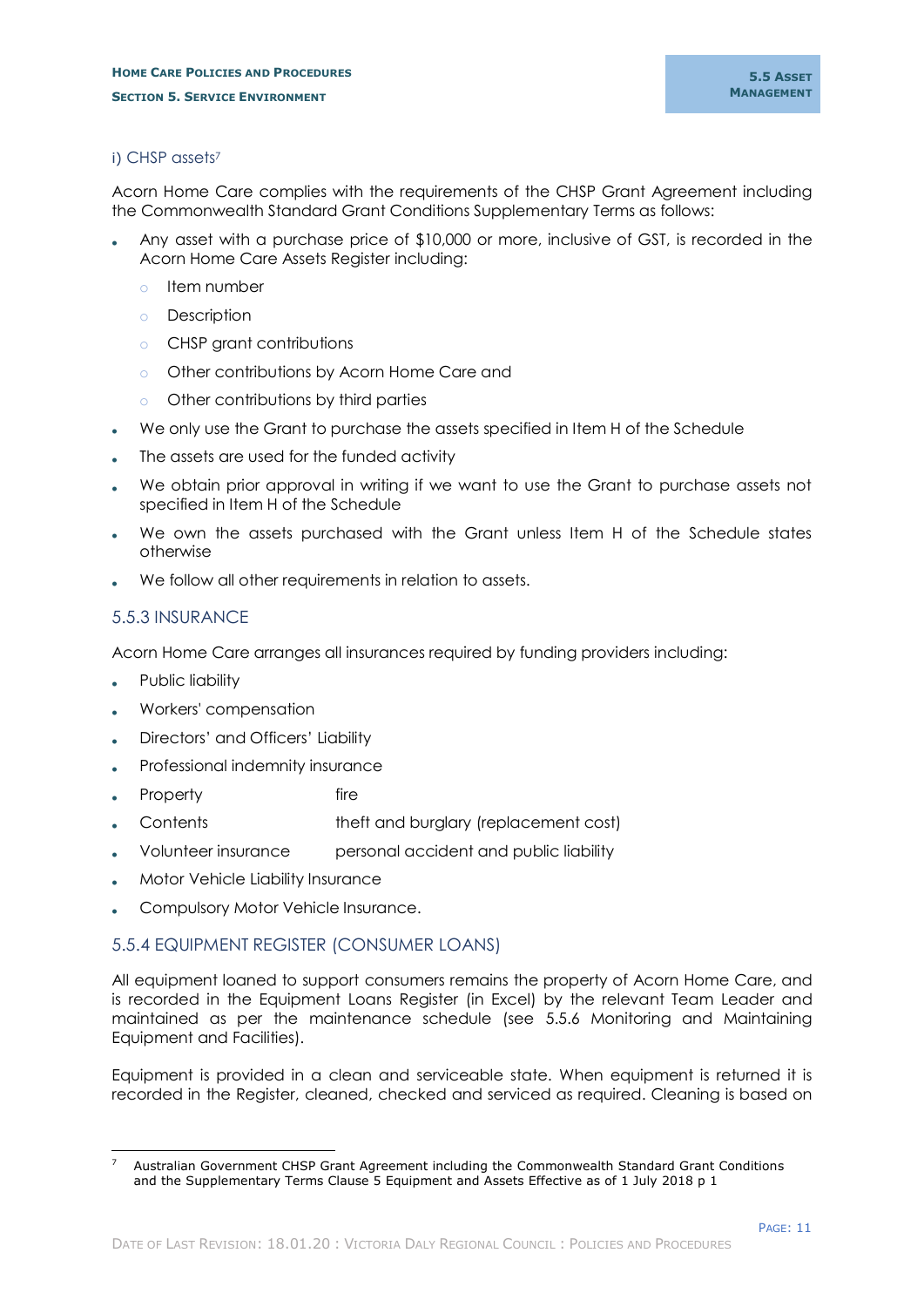### i) CHSP assets[7]

Acorn Home Care complies with the requirements of the CHSP Grant Agreement including the Commonwealth Standard Grant Conditions Supplementary Terms as follows:

- Any asset with a purchase price of $10,000 or more, inclusive of GST, is recorded in the Acorn Home Care Assets Register including:
  - Item number
  - Description
  - CHSP grant contributions
  - Other contributions by Acorn Home Care and
  - Other contributions by third parties
- We only use the Grant to purchase the assets specified in Item H of the Schedule
- The assets are used for the funded activity
- We obtain prior approval in writing if we want to use the Grant to purchase assets not specified in Item H of the Schedule
- We own the assets purchased with the Grant unless Item H of the Schedule states otherwise
- We follow all other requirements in relation to assets.

## 5.5.3 INSURANCE

Acorn Home Care arranges all insurances required by funding providers including:

- Public liability
- Workers' compensation
- Directors' and Officers' Liability
- Professional indemnity insurance
- Property fire
- Contents theft and burglary (replacement cost)
- Volunteer insurance personal accident and public liability
- Motor Vehicle Liability Insurance
- Compulsory Motor Vehicle Insurance.

## 5.5.4 EQUIPMENT REGISTER (CONSUMER LOANS)

All equipment loaned to support consumers remains the property of Acorn Home Care, and is recorded in the Equipment Loans Register (in Excel) by the relevant Team Leader and maintained as per the maintenance schedule (see 5.5.6 Monitoring and Maintaining Equipment and Facilities).

Equipment is provided in a clean and serviceable state. When equipment is returned it is recorded in the Register, cleaned, checked and serviced as required. Cleaning is based on

[7] Australian Government CHSP Grant Agreement including the Commonwealth Standard Grant Conditions and the Supplementary Terms Clause 5 Equipment and Assets Effective as of 1 July 2018 p 1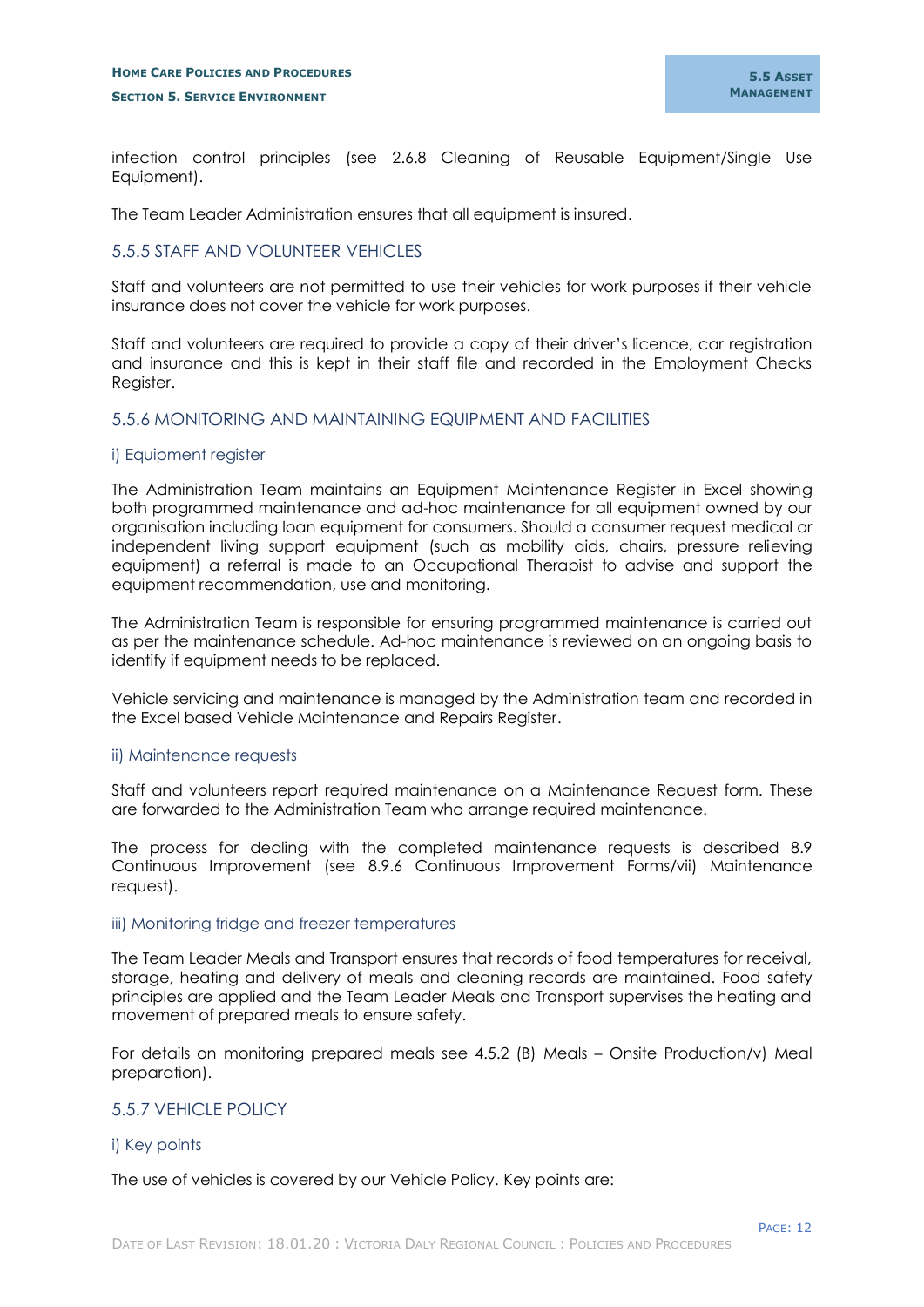infection control principles (see 2.6.8 Cleaning of Reusable Equipment/Single Use Equipment).

The Team Leader Administration ensures that all equipment is insured.

## 5.5.5 STAFF AND VOLUNTEER VEHICLES

Staff and volunteers are not permitted to use their vehicles for work purposes if their vehicle insurance does not cover the vehicle for work purposes.

Staff and volunteers are required to provide a copy of their driver's licence, car registration and insurance and this is kept in their staff file and recorded in the Employment Checks Register.

## 5.5.6 MONITORING AND MAINTAINING EQUIPMENT AND FACILITIES

### i) Equipment register

The Administration Team maintains an Equipment Maintenance Register in Excel showing both programmed maintenance and ad-hoc maintenance for all equipment owned by our organisation including loan equipment for consumers. Should a consumer request medical or independent living support equipment (such as mobility aids, chairs, pressure relieving equipment) a referral is made to an Occupational Therapist to advise and support the equipment recommendation, use and monitoring.

The Administration Team is responsible for ensuring programmed maintenance is carried out as per the maintenance schedule. Ad-hoc maintenance is reviewed on an ongoing basis to identify if equipment needs to be replaced.

Vehicle servicing and maintenance is managed by the Administration team and recorded in the Excel based Vehicle Maintenance and Repairs Register.

### ii) Maintenance requests

Staff and volunteers report required maintenance on a Maintenance Request form. These are forwarded to the Administration Team who arrange required maintenance.

The process for dealing with the completed maintenance requests is described 8.9 Continuous Improvement (see 8.9.6 Continuous Improvement Forms/vii) Maintenance request).

### iii) Monitoring fridge and freezer temperatures

The Team Leader Meals and Transport ensures that records of food temperatures for receival, storage, heating and delivery of meals and cleaning records are maintained. Food safety principles are applied and the Team Leader Meals and Transport supervises the heating and movement of prepared meals to ensure safety.

For details on monitoring prepared meals see 4.5.2 (B) Meals – Onsite Production/v) Meal preparation).

## 5.5.7 VEHICLE POLICY

### i) Key points

The use of vehicles is covered by our Vehicle Policy. Key points are: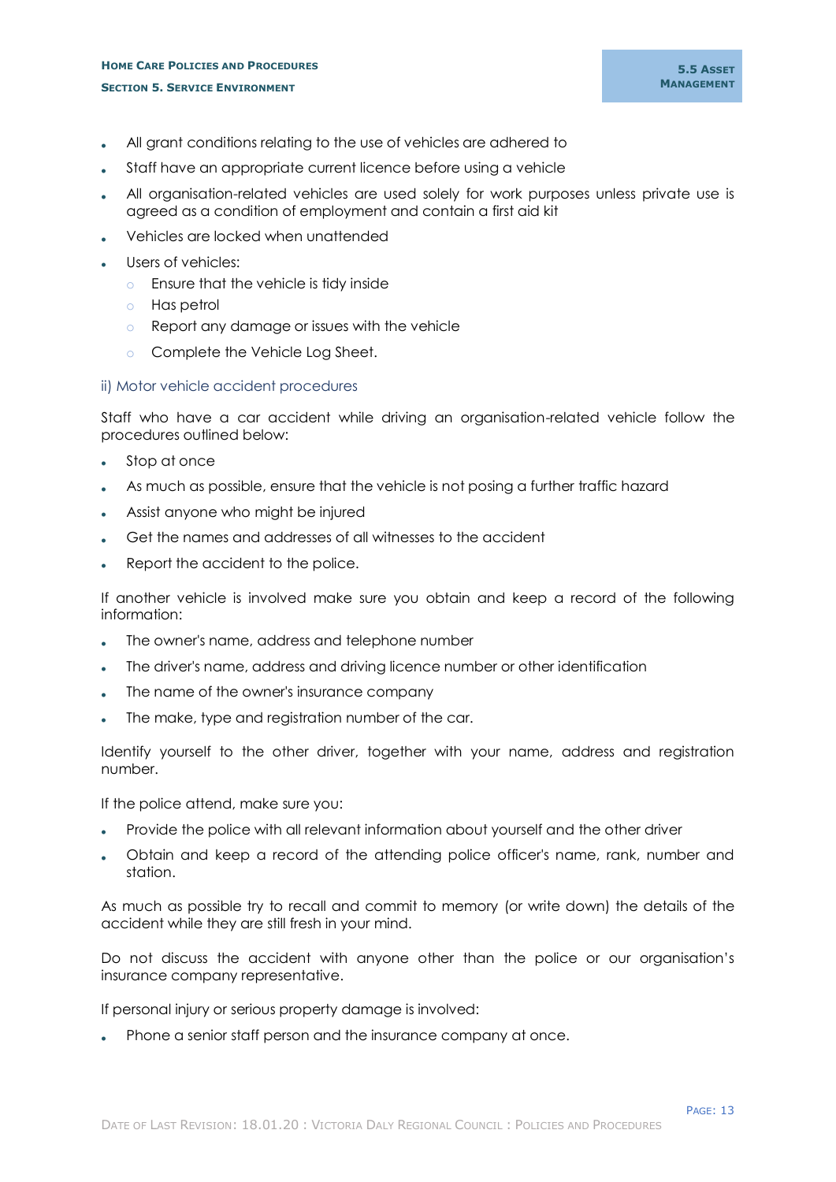- All grant conditions relating to the use of vehicles are adhered to
- Staff have an appropriate current licence before using a vehicle
- All organisation-related vehicles are used solely for work purposes unless private use is agreed as a condition of employment and contain a first aid kit
- Vehicles are locked when unattended
- Users of vehicles:
  - Ensure that the vehicle is tidy inside
  - Has petrol
  - Report any damage or issues with the vehicle
  - Complete the Vehicle Log Sheet.

### ii) Motor vehicle accident procedures

Staff who have a car accident while driving an organisation-related vehicle follow the procedures outlined below:

- Stop at once
- As much as possible, ensure that the vehicle is not posing a further traffic hazard
- Assist anyone who might be injured
- Get the names and addresses of all witnesses to the accident
- Report the accident to the police.

If another vehicle is involved make sure you obtain and keep a record of the following information:

- The owner's name, address and telephone number
- The driver's name, address and driving licence number or other identification
- The name of the owner's insurance company
- The make, type and registration number of the car.

Identify yourself to the other driver, together with your name, address and registration number.

If the police attend, make sure you:

- Provide the police with all relevant information about yourself and the other driver
- Obtain and keep a record of the attending police officer's name, rank, number and station.

As much as possible try to recall and commit to memory (or write down) the details of the accident while they are still fresh in your mind.

Do not discuss the accident with anyone other than the police or our organisation's insurance company representative.

If personal injury or serious property damage is involved:

- Phone a senior staff person and the insurance company at once.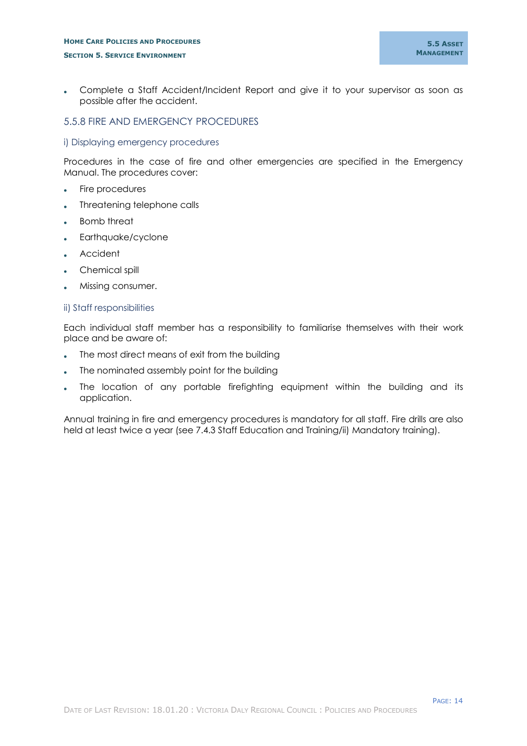- Complete a Staff Accident/Incident Report and give it to your supervisor as soon as possible after the accident.

### 5.5.8 FIRE AND EMERGENCY PROCEDURES

#### i) Displaying emergency procedures

Procedures in the case of fire and other emergencies are specified in the Emergency Manual. The procedures cover:

- Fire procedures
- Threatening telephone calls
- Bomb threat
- Earthquake/cyclone
- Accident
- Chemical spill
- Missing consumer.

#### ii) Staff responsibilities

Each individual staff member has a responsibility to familiarise themselves with their work place and be aware of:

- The most direct means of exit from the building
- The nominated assembly point for the building
- The location of any portable firefighting equipment within the building and its application.

Annual training in fire and emergency procedures is mandatory for all staff. Fire drills are also held at least twice a year (see 7.4.3 Staff Education and Training/ii) Mandatory training).